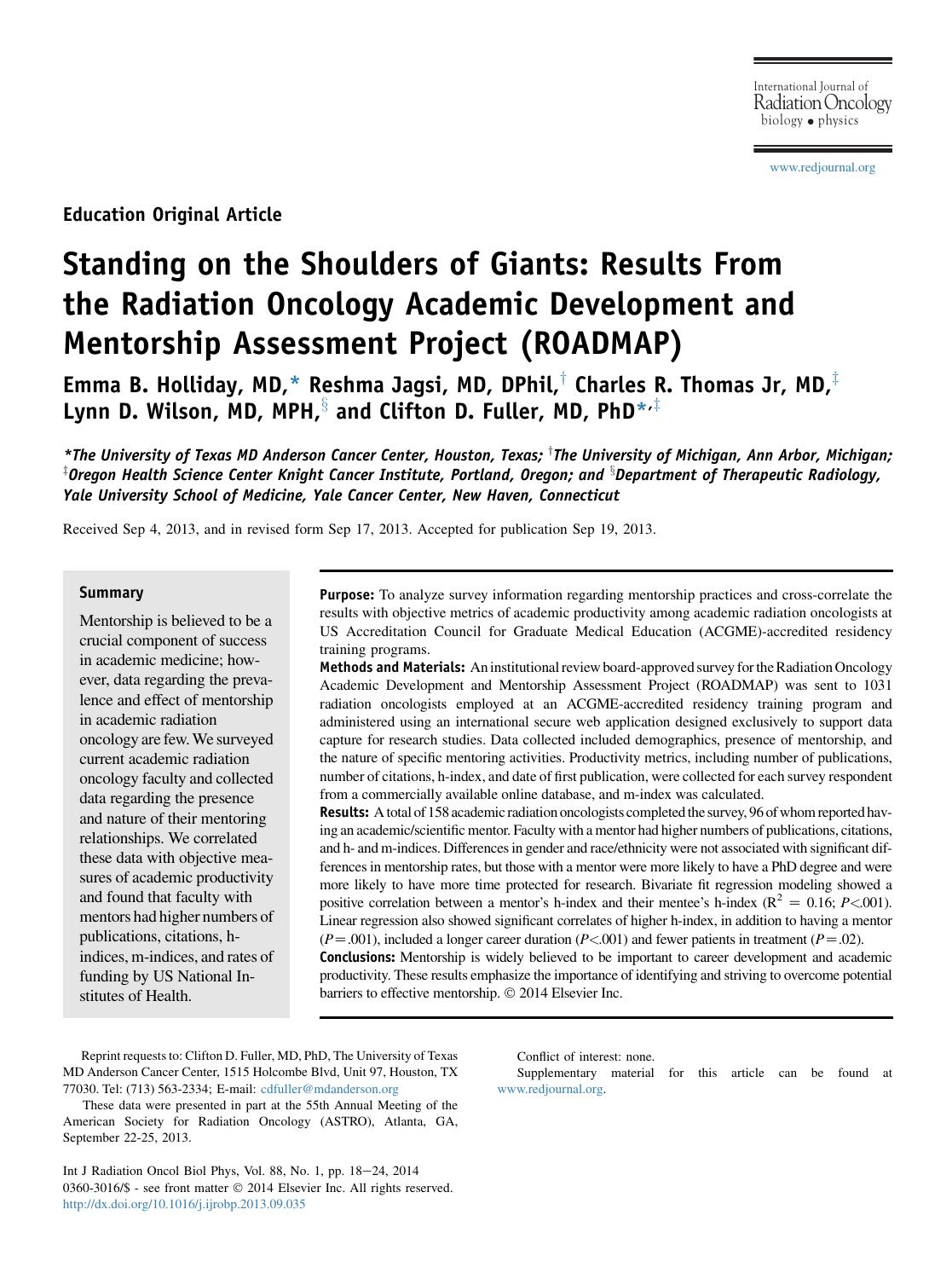Education Original Article

# Standing on the Shoulders of Giants: Results From the Radiation Oncology Academic Development and Mentorship Assessment Project (ROADMAP)

**Emma B. Holliday, MD,[*] Reshma Jagsi, MD, DPhil,[†] Charles R. Thomas Jr, MD,[‡] Lynn D. Wilson, MD, MPH,[§] and Clifton D. Fuller, MD, PhD[*,‡]**

*[*]The University of Texas MD Anderson Cancer Center, Houston, Texas; [†]The University of Michigan, Ann Arbor, Michigan; [‡]Oregon Health Science Center Knight Cancer Institute, Portland, Oregon; and [§]Department of Therapeutic Radiology, Yale University School of Medicine, Yale Cancer Center, New Haven, Connecticut*

Received Sep 4, 2013, and in revised form Sep 17, 2013. Accepted for publication Sep 19, 2013.

## Summary

Mentorship is believed to be a crucial component of success in academic medicine; however, data regarding the prevalence and effect of mentorship in academic radiation oncology are few. We surveyed current academic radiation oncology faculty and collected data regarding the presence and nature of their mentoring relationships. We correlated these data with objective measures of academic productivity and found that faculty with mentors had higher numbers of publications, citations, h-indices, m-indices, and rates of funding by US National Institutes of Health.

**Purpose:** To analyze survey information regarding mentorship practices and cross-correlate the results with objective metrics of academic productivity among academic radiation oncologists at US Accreditation Council for Graduate Medical Education (ACGME)-accredited residency training programs.

**Methods and Materials:** An institutional review board-approved survey for the Radiation Oncology Academic Development and Mentorship Assessment Project (ROADMAP) was sent to 1031 radiation oncologists employed at an ACGME-accredited residency training program and administered using an international secure web application designed exclusively to support data capture for research studies. Data collected included demographics, presence of mentorship, and the nature of specific mentoring activities. Productivity metrics, including number of publications, number of citations, h-index, and date of first publication, were collected for each survey respondent from a commercially available online database, and m-index was calculated.

**Results:** A total of 158 academic radiation oncologists completed the survey, 96 of whom reported having an academic/scientific mentor. Faculty with a mentor had higher numbers of publications, citations, and h- and m-indices. Differences in gender and race/ethnicity were not associated with significant differences in mentorship rates, but those with a mentor were more likely to have a PhD degree and were more likely to have more time protected for research. Bivariate fit regression modeling showed a positive correlation between a mentor's h-index and their mentee's h-index ($R^2 = 0.16$; $P<.001$). Linear regression also showed significant correlates of higher h-index, in addition to having a mentor ($P=.001$), included a longer career duration ($P<.001$) and fewer patients in treatment ($P=.02$).

**Conclusions:** Mentorship is widely believed to be important to career development and academic productivity. These results emphasize the importance of identifying and striving to overcome potential barriers to effective mentorship. © 2014 Elsevier Inc.

Reprint requests to: Clifton D. Fuller, MD, PhD, The University of Texas MD Anderson Cancer Center, 1515 Holcombe Blvd, Unit 97, Houston, TX 77030. Tel: (713) 563-2334; E-mail: cdfuller@mdanderson.org

These data were presented in part at the 55th Annual Meeting of the American Society for Radiation Oncology (ASTRO), Atlanta, GA, September 22-25, 2013.

Conflict of interest: none.

Supplementary material for this article can be found at www.redjournal.org.

Int J Radiation Oncol Biol Phys, Vol. 88, No. 1, pp. 18−24, 2014
0360-3016/$ - see front matter © 2014 Elsevier Inc. All rights reserved.
http://dx.doi.org/10.1016/j.ijrobp.2013.09.035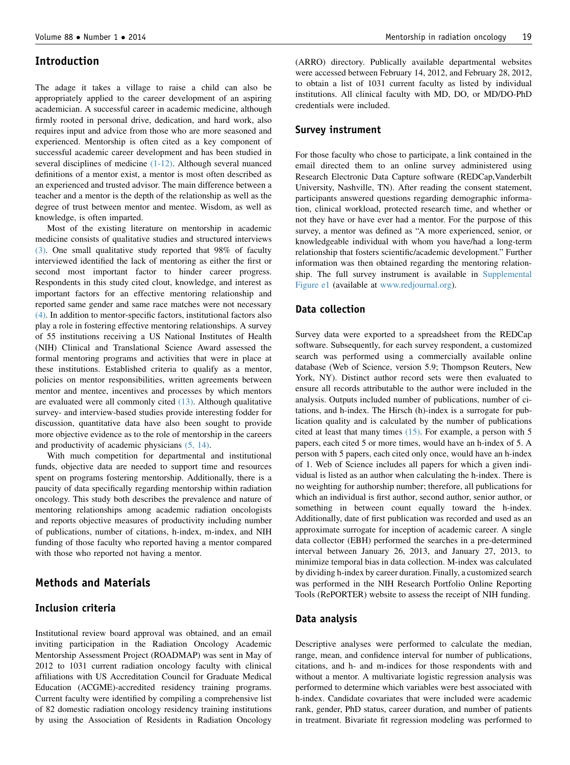## Introduction

The adage it takes a village to raise a child can also be appropriately applied to the career development of an aspiring academician. A successful career in academic medicine, although firmly rooted in personal drive, dedication, and hard work, also requires input and advice from those who are more seasoned and experienced. Mentorship is often cited as a key component of successful academic career development and has been studied in several disciplines of medicine (1-12). Although several nuanced definitions of a mentor exist, a mentor is most often described as an experienced and trusted advisor. The main difference between a teacher and a mentor is the depth of the relationship as well as the degree of trust between mentor and mentee. Wisdom, as well as knowledge, is often imparted.

Most of the existing literature on mentorship in academic medicine consists of qualitative studies and structured interviews (3). One small qualitative study reported that 98% of faculty interviewed identified the lack of mentoring as either the first or second most important factor to hinder career progress. Respondents in this study cited clout, knowledge, and interest as important factors for an effective mentoring relationship and reported same gender and same race matches were not necessary (4). In addition to mentor-specific factors, institutional factors also play a role in fostering effective mentoring relationships. A survey of 55 institutions receiving a US National Institutes of Health (NIH) Clinical and Translational Science Award assessed the formal mentoring programs and activities that were in place at these institutions. Established criteria to qualify as a mentor, policies on mentor responsibilities, written agreements between mentor and mentee, incentives and processes by which mentors are evaluated were all commonly cited (13). Although qualitative survey- and interview-based studies provide interesting fodder for discussion, quantitative data have also been sought to provide more objective evidence as to the role of mentorship in the careers and productivity of academic physicians (5, 14).

With much competition for departmental and institutional funds, objective data are needed to support time and resources spent on programs fostering mentorship. Additionally, there is a paucity of data specifically regarding mentorship within radiation oncology. This study both describes the prevalence and nature of mentoring relationships among academic radiation oncologists and reports objective measures of productivity including number of publications, number of citations, h-index, m-index, and NIH funding of those faculty who reported having a mentor compared with those who reported not having a mentor.

## Methods and Materials

### Inclusion criteria

Institutional review board approval was obtained, and an email inviting participation in the Radiation Oncology Academic Mentorship Assessment Project (ROADMAP) was sent in May of 2012 to 1031 current radiation oncology faculty with clinical affiliations with US Accreditation Council for Graduate Medical Education (ACGME)-accredited residency training programs. Current faculty were identified by compiling a comprehensive list of 82 domestic radiation oncology residency training institutions by using the Association of Residents in Radiation Oncology (ARRO) directory. Publically available departmental websites were accessed between February 14, 2012, and February 28, 2012, to obtain a list of 1031 current faculty as listed by individual institutions. All clinical faculty with MD, DO, or MD/DO-PhD credentials were included.

### Survey instrument

For those faculty who chose to participate, a link contained in the email directed them to an online survey administered using Research Electronic Data Capture software (REDCap,Vanderbilt University, Nashville, TN). After reading the consent statement, participants answered questions regarding demographic information, clinical workload, protected research time, and whether or not they have or have ever had a mentor. For the purpose of this survey, a mentor was defined as "A more experienced, senior, or knowledgeable individual with whom you have/had a long-term relationship that fosters scientific/academic development." Further information was then obtained regarding the mentoring relationship. The full survey instrument is available in Supplemental Figure e1 (available at www.redjournal.org).

### Data collection

Survey data were exported to a spreadsheet from the REDCap software. Subsequently, for each survey respondent, a customized search was performed using a commercially available online database (Web of Science, version 5.9; Thompson Reuters, New York, NY). Distinct author record sets were then evaluated to ensure all records attributable to the author were included in the analysis. Outputs included number of publications, number of citations, and h-index. The Hirsch (h)-index is a surrogate for publication quality and is calculated by the number of publications cited at least that many times (15). For example, a person with 5 papers, each cited 5 or more times, would have an h-index of 5. A person with 5 papers, each cited only once, would have an h-index of 1. Web of Science includes all papers for which a given individual is listed as an author when calculating the h-index. There is no weighting for authorship number; therefore, all publications for which an individual is first author, second author, senior author, or something in between count equally toward the h-index. Additionally, date of first publication was recorded and used as an approximate surrogate for inception of academic career. A single data collector (EBH) performed the searches in a pre-determined interval between January 26, 2013, and January 27, 2013, to minimize temporal bias in data collection. M-index was calculated by dividing h-index by career duration. Finally, a customized search was performed in the NIH Research Portfolio Online Reporting Tools (RePORTER) website to assess the receipt of NIH funding.

### Data analysis

Descriptive analyses were performed to calculate the median, range, mean, and confidence interval for number of publications, citations, and h- and m-indices for those respondents with and without a mentor. A multivariate logistic regression analysis was performed to determine which variables were best associated with h-index. Candidate covariates that were included were academic rank, gender, PhD status, career duration, and number of patients in treatment. Bivariate fit regression modeling was performed to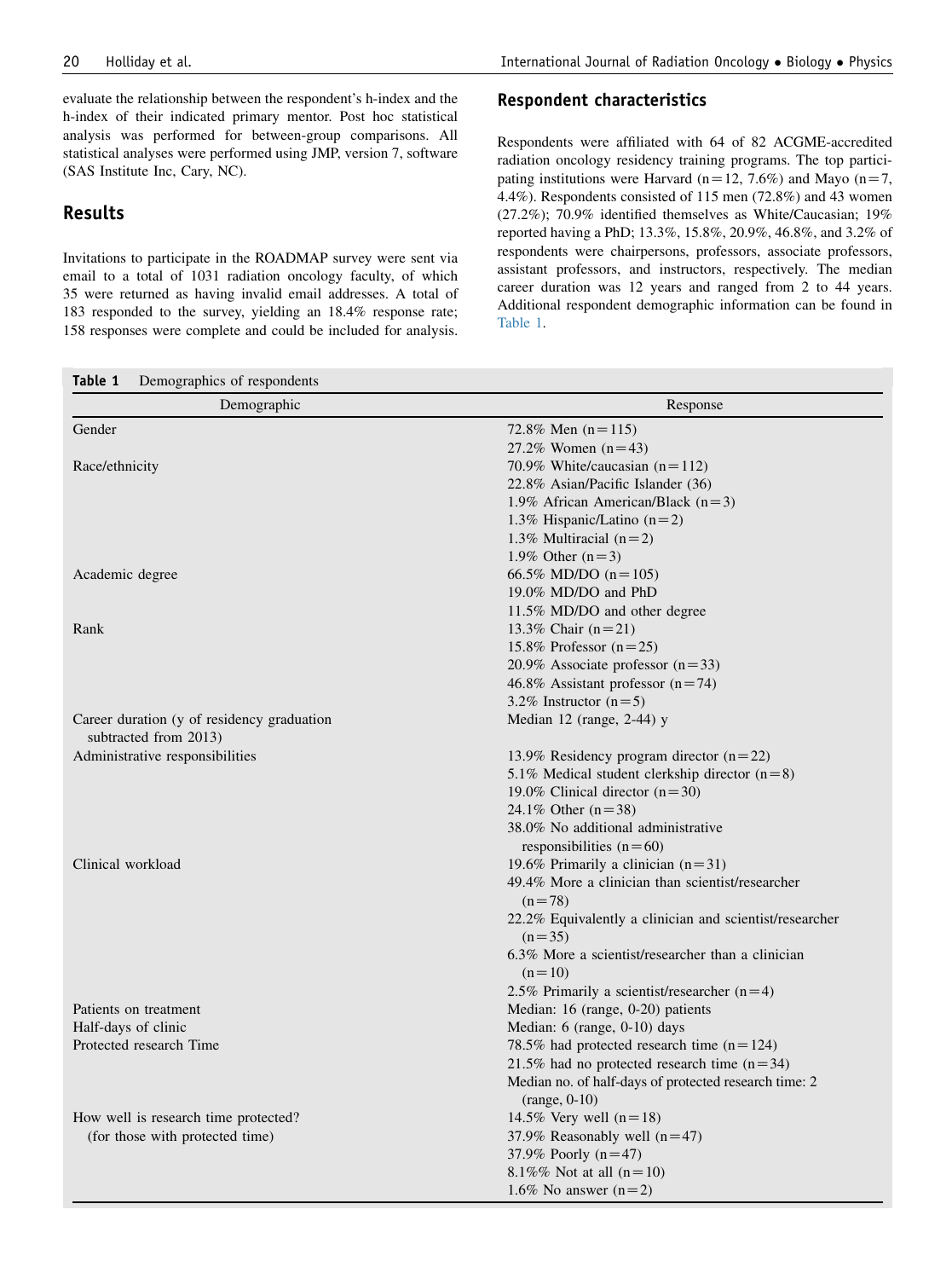evaluate the relationship between the respondent's h-index and the h-index of their indicated primary mentor. Post hoc statistical analysis was performed for between-group comparisons. All statistical analyses were performed using JMP, version 7, software (SAS Institute Inc, Cary, NC).

## Results

Invitations to participate in the ROADMAP survey were sent via email to a total of 1031 radiation oncology faculty, of which 35 were returned as having invalid email addresses. A total of 183 responded to the survey, yielding an 18.4% response rate; 158 responses were complete and could be included for analysis.

### Respondent characteristics

Respondents were affiliated with 64 of 82 ACGME-accredited radiation oncology residency training programs. The top participating institutions were Harvard (n = 12, 7.6%) and Mayo (n = 7, 4.4%). Respondents consisted of 115 men (72.8%) and 43 women (27.2%); 70.9% identified themselves as White/Caucasian; 19% reported having a PhD; 13.3%, 15.8%, 20.9%, 46.8%, and 3.2% of respondents were chairpersons, professors, associate professors, assistant professors, and instructors, respectively. The median career duration was 12 years and ranged from 2 to 44 years. Additional respondent demographic information can be found in Table 1.

**Table 1** Demographics of respondents

| Demographic | Response |
|---|---|
| Gender | 72.8% Men (n = 115) |
| | 27.2% Women (n = 43) |
| Race/ethnicity | 70.9% White/caucasian (n = 112) |
| | 22.8% Asian/Pacific Islander (36) |
| | 1.9% African American/Black (n = 3) |
| | 1.3% Hispanic/Latino (n = 2) |
| | 1.3% Multiracial (n = 2) |
| | 1.9% Other (n = 3) |
| Academic degree | 66.5% MD/DO (n = 105) |
| | 19.0% MD/DO and PhD |
| | 11.5% MD/DO and other degree |
| Rank | 13.3% Chair (n = 21) |
| | 15.8% Professor (n = 25) |
| | 20.9% Associate professor (n = 33) |
| | 46.8% Assistant professor (n = 74) |
| | 3.2% Instructor (n = 5) |
| Career duration (y of residency graduation subtracted from 2013) | Median 12 (range, 2-44) y |
| Administrative responsibilities | 13.9% Residency program director (n = 22) |
| | 5.1% Medical student clerkship director (n = 8) |
| | 19.0% Clinical director (n = 30) |
| | 24.1% Other (n = 38) |
| | 38.0% No additional administrative responsibilities (n = 60) |
| Clinical workload | 19.6% Primarily a clinician (n = 31) |
| | 49.4% More a clinician than scientist/researcher (n = 78) |
| | 22.2% Equivalently a clinician and scientist/researcher (n = 35) |
| | 6.3% More a scientist/researcher than a clinician (n = 10) |
| | 2.5% Primarily a scientist/researcher (n = 4) |
| Patients on treatment | Median: 16 (range, 0-20) patients |
| Half-days of clinic | Median: 6 (range, 0-10) days |
| Protected research Time | 78.5% had protected research time (n = 124) |
| | 21.5% had no protected research time (n = 34) |
| | Median no. of half-days of protected research time: 2 (range, 0-10) |
| How well is research time protected? (for those with protected time) | 14.5% Very well (n = 18) |
| | 37.9% Reasonably well (n = 47) |
| | 37.9% Poorly (n = 47) |
| | 8.1%% Not at all (n = 10) |
| | 1.6% No answer (n = 2) |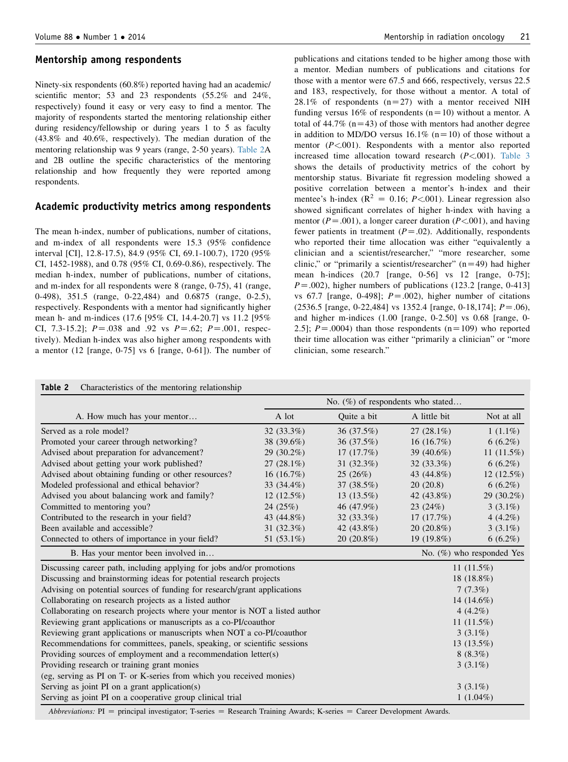## Mentorship among respondents

Ninety-six respondents (60.8%) reported having had an academic/scientific mentor; 53 and 23 respondents (55.2% and 24%, respectively) found it easy or very easy to find a mentor. The majority of respondents started the mentoring relationship either during residency/fellowship or during years 1 to 5 as faculty (43.8% and 40.6%, respectively). The median duration of the mentoring relationship was 9 years (range, 2-50 years). Table 2A and 2B outline the specific characteristics of the mentoring relationship and how frequently they were reported among respondents.

## Academic productivity metrics among respondents

The mean h-index, number of publications, number of citations, and m-index of all respondents were 15.3 (95% confidence interval [CI], 12.8-17.5), 84.9 (95% CI, 69.1-100.7), 1720 (95% CI, 1452-1988), and 0.78 (95% CI, 0.69-0.86), respectively. The median h-index, number of publications, number of citations, and m-index for all respondents were 8 (range, 0-75), 41 (range, 0-498), 351.5 (range, 0-22,484) and 0.6875 (range, 0-2.5), respectively. Respondents with a mentor had significantly higher mean h- and m-indices (17.6 [95% CI, 14.4-20.7] vs 11.2 [95% CI, 7.3-15.2]; $P = .038$ and .92 vs $P = .62$; $P = .001$, respectively). Median h-index was also higher among respondents with a mentor (12 [range, 0-75] vs 6 [range, 0-61]). The number of publications and citations tended to be higher among those with a mentor. Median numbers of publications and citations for those with a mentor were 67.5 and 666, respectively, versus 22.5 and 183, respectively, for those without a mentor. A total of 28.1% of respondents ($n = 27$) with a mentor received NIH funding versus 16% of respondents ($n = 10$) without a mentor. A total of 44.7% ($n = 43$) of those with mentors had another degree in addition to MD/DO versus 16.1% ($n = 10$) of those without a mentor ($P < .001$). Respondents with a mentor also reported increased time allocation toward research ($P < .001$). Table 3 shows the details of productivity metrics of the cohort by mentorship status. Bivariate fit regression modeling showed a positive correlation between a mentor's h-index and their mentee's h-index ($R^2 = 0.16$; $P < .001$). Linear regression also showed significant correlates of higher h-index with having a mentor ($P = .001$), a longer career duration ($P < .001$), and having fewer patients in treatment ($P = .02$). Additionally, respondents who reported their time allocation was either "equivalently a clinician and a scientist/researcher," "more researcher, some clinic," or "primarily a scientist/researcher" ($n = 49$) had higher mean h-indices (20.7 [range, 0-56] vs 12 [range, 0-75]; $P = .002$), higher numbers of publications (123.2 [range, 0-413] vs 67.7 [range, 0-498]; $P = .002$), higher number of citations (2536.5 [range, 0-22,484] vs 1352.4 [range, 0-18,174]; $P = .06$), and higher m-indices (1.00 [range, 0-2.50] vs 0.68 [range, 0-2.5]; $P = .0004$) than those respondents ($n = 109$) who reported their time allocation was either "primarily a clinician" or "more clinician, some research."

**Table 2** Characteristics of the mentoring relationship

| | No. (%) of respondents who stated… | | | |
|---|---|---|---|---|
| A. How much has your mentor… | A lot | Quite a bit | A little bit | Not at all |
| Served as a role model? | 32 (33.3%) | 36 (37.5%) | 27 (28.1%) | 1 (1.1%) |
| Promoted your career through networking? | 38 (39.6%) | 36 (37.5%) | 16 (16.7%) | 6 (6.2%) |
| Advised about preparation for advancement? | 29 (30.2%) | 17 (17.7%) | 39 (40.6%) | 11 (11.5%) |
| Advised about getting your work published? | 27 (28.1%) | 31 (32.3%) | 32 (33.3%) | 6 (6.2%) |
| Advised about obtaining funding or other resources? | 16 (16.7%) | 25 (26%) | 43 (44.8%) | 12 (12.5%) |
| Modeled professional and ethical behavior? | 33 (34.4%) | 37 (38.5%) | 20 (20.8) | 6 (6.2%) |
| Advised you about balancing work and family? | 12 (12.5%) | 13 (13.5%) | 42 (43.8%) | 29 (30.2%) |
| Committed to mentoring you? | 24 (25%) | 46 (47.9%) | 23 (24%) | 3 (3.1%) |
| Contributed to the research in your field? | 43 (44.8%) | 32 (33.3%) | 17 (17.7%) | 4 (4.2%) |
| Been available and accessible? | 31 (32.3%) | 42 (43.8%) | 20 (20.8%) | 3 (3.1%) |
| Connected to others of importance in your field? | 51 (53.1%) | 20 (20.8%) | 19 (19.8%) | 6 (6.2%) |

| B. Has your mentor been involved in… | No. (%) who responded Yes |
|---|---|
| Discussing career path, including applying for jobs and/or promotions | 11 (11.5%) |
| Discussing and brainstorming ideas for potential research projects | 18 (18.8%) |
| Advising on potential sources of funding for research/grant applications | 7 (7.3%) |
| Collaborating on research projects as a listed author | 14 (14.6%) |
| Collaborating on research projects where your mentor is NOT a listed author | 4 (4.2%) |
| Reviewing grant applications or manuscripts as a co-PI/coauthor | 11 (11.5%) |
| Reviewing grant applications or manuscripts when NOT a co-PI/coauthor | 3 (3.1%) |
| Recommendations for committees, panels, speaking, or scientific sessions | 13 (13.5%) |
| Providing sources of employment and a recommendation letter(s) | 8 (8.3%) |
| Providing research or training grant monies (eg, serving as PI on T- or K-series from which you received monies) | 3 (3.1%) |
| Serving as joint PI on a grant application(s) | 3 (3.1%) |
| Serving as joint PI on a cooperative group clinical trial | 1 (1.04%) |

*Abbreviations:* PI = principal investigator; T-series = Research Training Awards; K-series = Career Development Awards.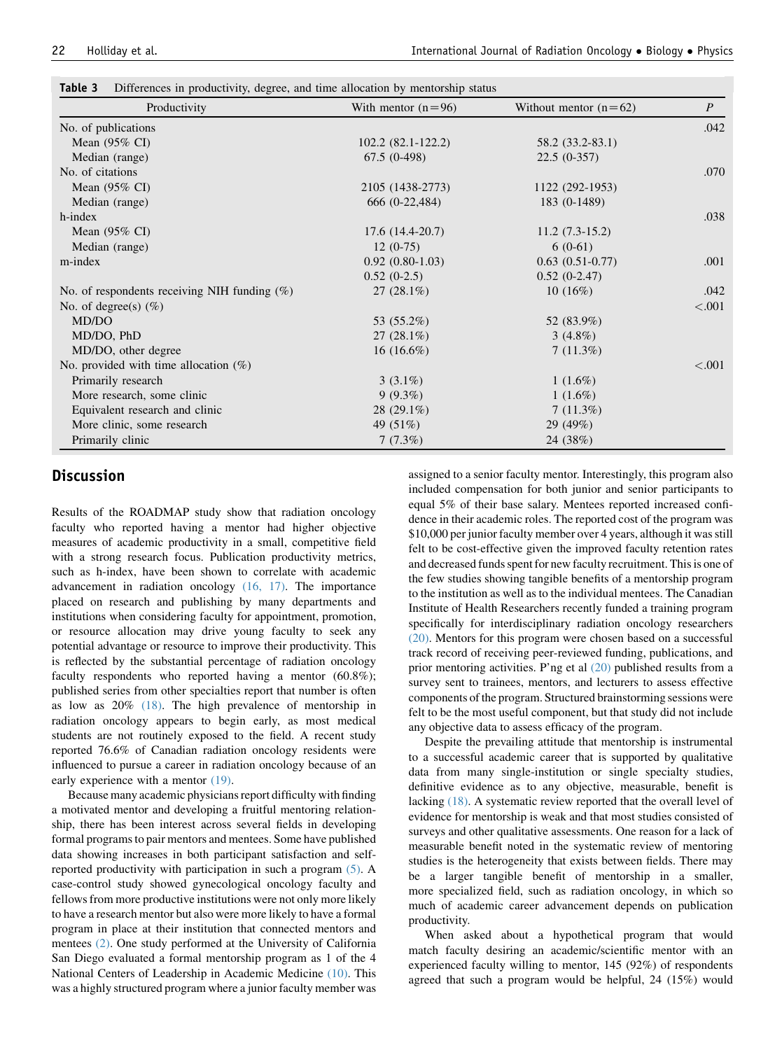**Table 3** Differences in productivity, degree, and time allocation by mentorship status

| Productivity | With mentor (n=96) | Without mentor (n=62) | *P* |
|---|---|---|---|
| No. of publications | | | .042 |
| Mean (95% CI) | 102.2 (82.1-122.2) | 58.2 (33.2-83.1) | |
| Median (range) | 67.5 (0-498) | 22.5 (0-357) | |
| No. of citations | | | .070 |
| Mean (95% CI) | 2105 (1438-2773) | 1122 (292-1953) | |
| Median (range) | 666 (0-22,484) | 183 (0-1489) | |
| h-index | | | .038 |
| Mean (95% CI) | 17.6 (14.4-20.7) | 11.2 (7.3-15.2) | |
| Median (range) | 12 (0-75) | 6 (0-61) | |
| m-index | 0.92 (0.80-1.03) | 0.63 (0.51-0.77) | .001 |
| | 0.52 (0-2.5) | 0.52 (0-2.47) | |
| No. of respondents receiving NIH funding (%) | 27 (28.1%) | 10 (16%) | .042 |
| No. of degree(s) (%) | | | <.001 |
| MD/DO | 53 (55.2%) | 52 (83.9%) | |
| MD/DO, PhD | 27 (28.1%) | 3 (4.8%) | |
| MD/DO, other degree | 16 (16.6%) | 7 (11.3%) | |
| No. provided with time allocation (%) | | | <.001 |
| Primarily research | 3 (3.1%) | 1 (1.6%) | |
| More research, some clinic | 9 (9.3%) | 1 (1.6%) | |
| Equivalent research and clinic | 28 (29.1%) | 7 (11.3%) | |
| More clinic, some research | 49 (51%) | 29 (49%) | |
| Primarily clinic | 7 (7.3%) | 24 (38%) | |

## Discussion

Results of the ROADMAP study show that radiation oncology faculty who reported having a mentor had higher objective measures of academic productivity in a small, competitive field with a strong research focus. Publication productivity metrics, such as h-index, have been shown to correlate with academic advancement in radiation oncology (16, 17). The importance placed on research and publishing by many departments and institutions when considering faculty for appointment, promotion, or resource allocation may drive young faculty to seek any potential advantage or resource to improve their productivity. This is reflected by the substantial percentage of radiation oncology faculty respondents who reported having a mentor (60.8%); published series from other specialties report that number is often as low as 20% (18). The high prevalence of mentorship in radiation oncology appears to begin early, as most medical students are not routinely exposed to the field. A recent study reported 76.6% of Canadian radiation oncology residents were influenced to pursue a career in radiation oncology because of an early experience with a mentor (19).

Because many academic physicians report difficulty with finding a motivated mentor and developing a fruitful mentoring relationship, there has been interest across several fields in developing formal programs to pair mentors and mentees. Some have published data showing increases in both participant satisfaction and self-reported productivity with participation in such a program (5). A case-control study showed gynecological oncology faculty and fellows from more productive institutions were not only more likely to have a research mentor but also were more likely to have a formal program in place at their institution that connected mentors and mentees (2). One study performed at the University of California San Diego evaluated a formal mentorship program as 1 of the 4 National Centers of Leadership in Academic Medicine (10). This was a highly structured program where a junior faculty member was assigned to a senior faculty mentor. Interestingly, this program also included compensation for both junior and senior participants to equal 5% of their base salary. Mentees reported increased confidence in their academic roles. The reported cost of the program was $10,000 per junior faculty member over 4 years, although it was still felt to be cost-effective given the improved faculty retention rates and decreased funds spent for new faculty recruitment. This is one of the few studies showing tangible benefits of a mentorship program to the institution as well as to the individual mentees. The Canadian Institute of Health Researchers recently funded a training program specifically for interdisciplinary radiation oncology researchers (20). Mentors for this program were chosen based on a successful track record of receiving peer-reviewed funding, publications, and prior mentoring activities. P'ng et al (20) published results from a survey sent to trainees, mentors, and lecturers to assess effective components of the program. Structured brainstorming sessions were felt to be the most useful component, but that study did not include any objective data to assess efficacy of the program.

Despite the prevailing attitude that mentorship is instrumental to a successful academic career that is supported by qualitative data from many single-institution or single specialty studies, definitive evidence as to any objective, measurable, benefit is lacking (18). A systematic review reported that the overall level of evidence for mentorship is weak and that most studies consisted of surveys and other qualitative assessments. One reason for a lack of measurable benefit noted in the systematic review of mentoring studies is the heterogeneity that exists between fields. There may be a larger tangible benefit of mentorship in a smaller, more specialized field, such as radiation oncology, in which so much of academic career advancement depends on publication productivity.

When asked about a hypothetical program that would match faculty desiring an academic/scientific mentor with an experienced faculty willing to mentor, 145 (92%) of respondents agreed that such a program would be helpful, 24 (15%) would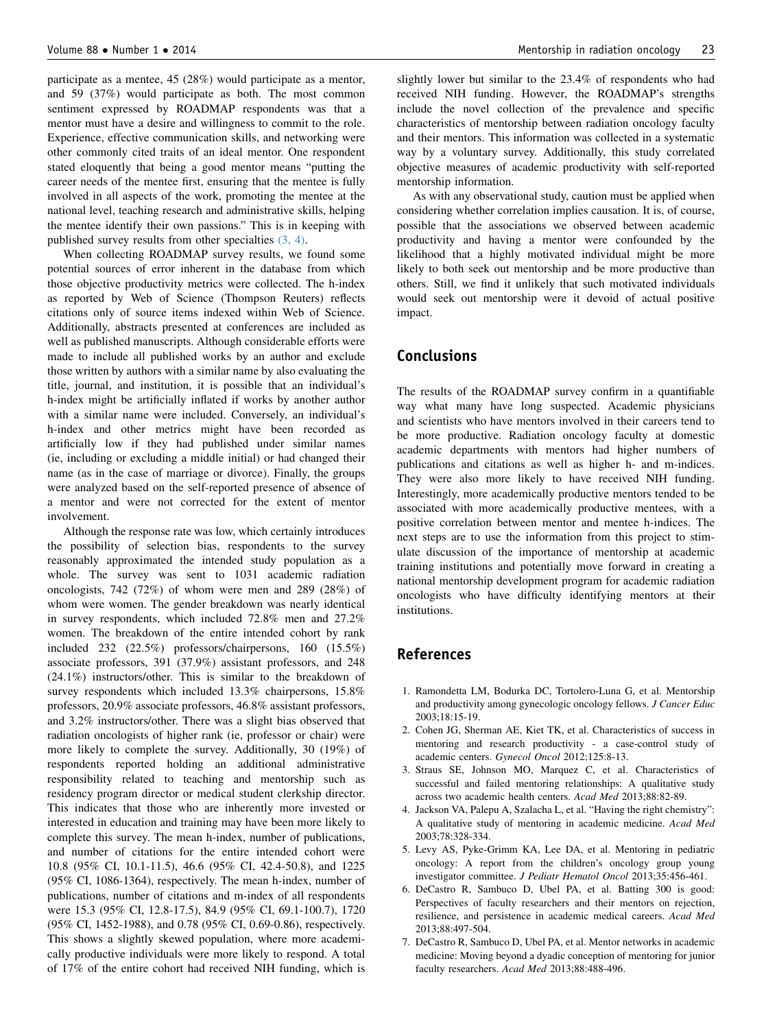participate as a mentee, 45 (28%) would participate as a mentor, and 59 (37%) would participate as both. The most common sentiment expressed by ROADMAP respondents was that a mentor must have a desire and willingness to commit to the role. Experience, effective communication skills, and networking were other commonly cited traits of an ideal mentor. One respondent stated eloquently that being a good mentor means "putting the career needs of the mentee first, ensuring that the mentee is fully involved in all aspects of the work, promoting the mentee at the national level, teaching research and administrative skills, helping the mentee identify their own passions." This is in keeping with published survey results from other specialties (3, 4).

When collecting ROADMAP survey results, we found some potential sources of error inherent in the database from which those objective productivity metrics were collected. The h-index as reported by Web of Science (Thompson Reuters) reflects citations only of source items indexed within Web of Science. Additionally, abstracts presented at conferences are included as well as published manuscripts. Although considerable efforts were made to include all published works by an author and exclude those written by authors with a similar name by also evaluating the title, journal, and institution, it is possible that an individual's h-index might be artificially inflated if works by another author with a similar name were included. Conversely, an individual's h-index and other metrics might have been recorded as artificially low if they had published under similar names (ie, including or excluding a middle initial) or had changed their name (as in the case of marriage or divorce). Finally, the groups were analyzed based on the self-reported presence of absence of a mentor and were not corrected for the extent of mentor involvement.

Although the response rate was low, which certainly introduces the possibility of selection bias, respondents to the survey reasonably approximated the intended study population as a whole. The survey was sent to 1031 academic radiation oncologists, 742 (72%) of whom were men and 289 (28%) of whom were women. The gender breakdown was nearly identical in survey respondents, which included 72.8% men and 27.2% women. The breakdown of the entire intended cohort by rank included 232 (22.5%) professors/chairpersons, 160 (15.5%) associate professors, 391 (37.9%) assistant professors, and 248 (24.1%) instructors/other. This is similar to the breakdown of survey respondents which included 13.3% chairpersons, 15.8% professors, 20.9% associate professors, 46.8% assistant professors, and 3.2% instructors/other. There was a slight bias observed that radiation oncologists of higher rank (ie, professor or chair) were more likely to complete the survey. Additionally, 30 (19%) of respondents reported holding an additional administrative responsibility related to teaching and mentorship such as residency program director or medical student clerkship director. This indicates that those who are inherently more invested or interested in education and training may have been more likely to complete this survey. The mean h-index, number of publications, and number of citations for the entire intended cohort were 10.8 (95% CI, 10.1-11.5), 46.6 (95% CI, 42.4-50.8), and 1225 (95% CI, 1086-1364), respectively. The mean h-index, number of publications, number of citations and m-index of all respondents were 15.3 (95% CI, 12.8-17.5), 84.9 (95% CI, 69.1-100.7), 1720 (95% CI, 1452-1988), and 0.78 (95% CI, 0.69-0.86), respectively. This shows a slightly skewed population, where more academically productive individuals were more likely to respond. A total of 17% of the entire cohort had received NIH funding, which is slightly lower but similar to the 23.4% of respondents who had received NIH funding. However, the ROADMAP's strengths include the novel collection of the prevalence and specific characteristics of mentorship between radiation oncology faculty and their mentors. This information was collected in a systematic way by a voluntary survey. Additionally, this study correlated objective measures of academic productivity with self-reported mentorship information.

As with any observational study, caution must be applied when considering whether correlation implies causation. It is, of course, possible that the associations we observed between academic productivity and having a mentor were confounded by the likelihood that a highly motivated individual might be more likely to both seek out mentorship and be more productive than others. Still, we find it unlikely that such motivated individuals would seek out mentorship were it devoid of actual positive impact.

## Conclusions

The results of the ROADMAP survey confirm in a quantifiable way what many have long suspected. Academic physicians and scientists who have mentors involved in their careers tend to be more productive. Radiation oncology faculty at domestic academic departments with mentors had higher numbers of publications and citations as well as higher h- and m-indices. They were also more likely to have received NIH funding. Interestingly, more academically productive mentors tended to be associated with more academically productive mentees, with a positive correlation between mentor and mentee h-indices. The next steps are to use the information from this project to stimulate discussion of the importance of mentorship at academic training institutions and potentially move forward in creating a national mentorship development program for academic radiation oncologists who have difficulty identifying mentors at their institutions.

## References

1. Ramondetta LM, Bodurka DC, Tortolero-Luna G, et al. Mentorship and productivity among gynecologic oncology fellows. *J Cancer Educ* 2003;18:15-19.
2. Cohen JG, Sherman AE, Kiet TK, et al. Characteristics of success in mentoring and research productivity - a case-control study of academic centers. *Gynecol Oncol* 2012;125:8-13.
3. Straus SE, Johnson MO, Marquez C, et al. Characteristics of successful and failed mentoring relationships: A qualitative study across two academic health centers. *Acad Med* 2013;88:82-89.
4. Jackson VA, Palepu A, Szalacha L, et al. "Having the right chemistry": A qualitative study of mentoring in academic medicine. *Acad Med* 2003;78:328-334.
5. Levy AS, Pyke-Grimm KA, Lee DA, et al. Mentoring in pediatric oncology: A report from the children's oncology group young investigator committee. *J Pediatr Hematol Oncol* 2013;35:456-461.
6. DeCastro R, Sambuco D, Ubel PA, et al. Batting 300 is good: Perspectives of faculty researchers and their mentors on rejection, resilience, and persistence in academic medical careers. *Acad Med* 2013;88:497-504.
7. DeCastro R, Sambuco D, Ubel PA, et al. Mentor networks in academic medicine: Moving beyond a dyadic conception of mentoring for junior faculty researchers. *Acad Med* 2013;88:488-496.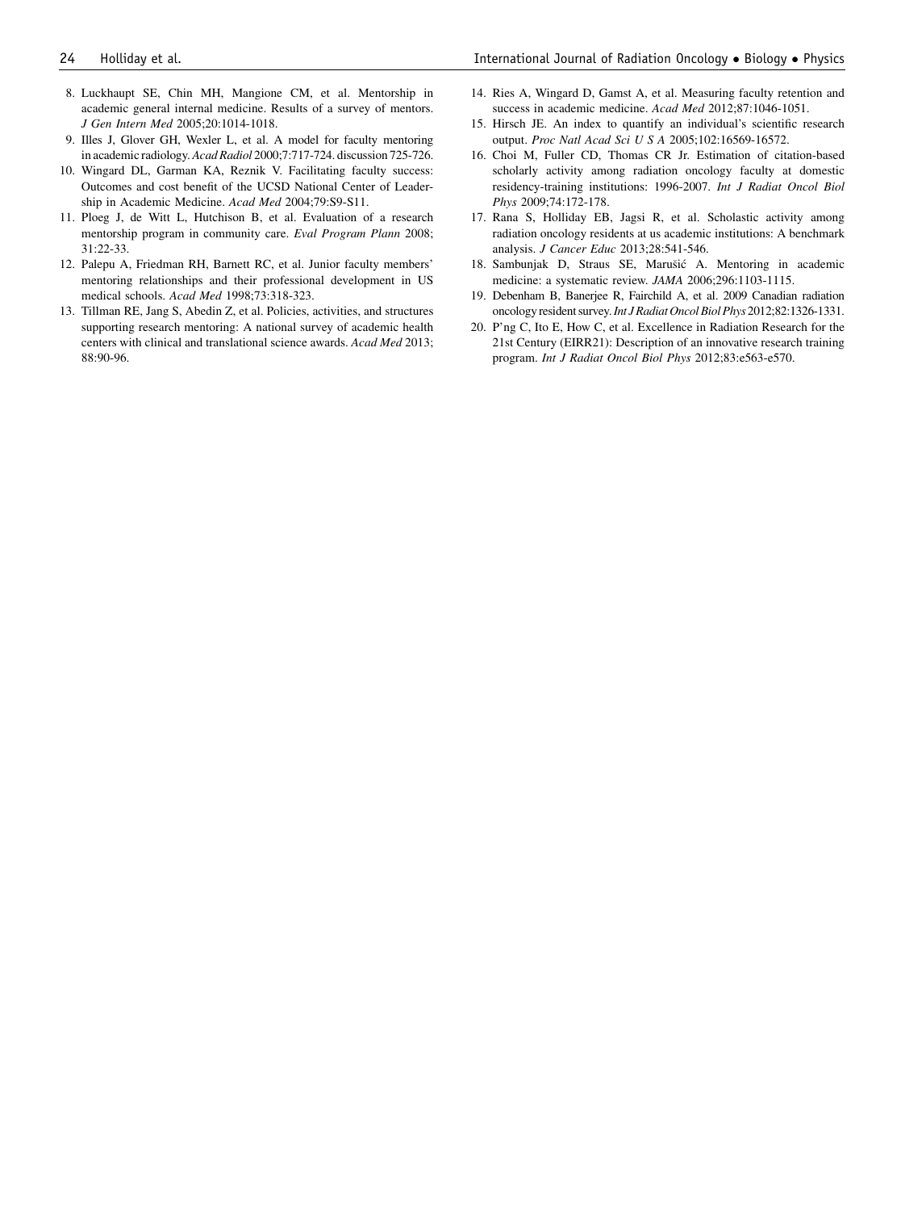8. Luckhaupt SE, Chin MH, Mangione CM, et al. Mentorship in academic general internal medicine. Results of a survey of mentors. *J Gen Intern Med* 2005;20:1014-1018.
9. Illes J, Glover GH, Wexler L, et al. A model for faculty mentoring in academic radiology. *Acad Radiol* 2000;7:717-724. discussion 725-726.
10. Wingard DL, Garman KA, Reznik V. Facilitating faculty success: Outcomes and cost benefit of the UCSD National Center of Leadership in Academic Medicine. *Acad Med* 2004;79:S9-S11.
11. Ploeg J, de Witt L, Hutchison B, et al. Evaluation of a research mentorship program in community care. *Eval Program Plann* 2008; 31:22-33.
12. Palepu A, Friedman RH, Barnett RC, et al. Junior faculty members' mentoring relationships and their professional development in US medical schools. *Acad Med* 1998;73:318-323.
13. Tillman RE, Jang S, Abedin Z, et al. Policies, activities, and structures supporting research mentoring: A national survey of academic health centers with clinical and translational science awards. *Acad Med* 2013; 88:90-96.
14. Ries A, Wingard D, Gamst A, et al. Measuring faculty retention and success in academic medicine. *Acad Med* 2012;87:1046-1051.
15. Hirsch JE. An index to quantify an individual's scientific research output. *Proc Natl Acad Sci U S A* 2005;102:16569-16572.
16. Choi M, Fuller CD, Thomas CR Jr. Estimation of citation-based scholarly activity among radiation oncology faculty at domestic residency-training institutions: 1996-2007. *Int J Radiat Oncol Biol Phys* 2009;74:172-178.
17. Rana S, Holliday EB, Jagsi R, et al. Scholastic activity among radiation oncology residents at us academic institutions: A benchmark analysis. *J Cancer Educ* 2013;28:541-546.
18. Sambunjak D, Straus SE, Marušić A. Mentoring in academic medicine: a systematic review. *JAMA* 2006;296:1103-1115.
19. Debenham B, Banerjee R, Fairchild A, et al. 2009 Canadian radiation oncology resident survey. *Int J Radiat Oncol Biol Phys* 2012;82:1326-1331.
20. P'ng C, Ito E, How C, et al. Excellence in Radiation Research for the 21st Century (EIRR21): Description of an innovative research training program. *Int J Radiat Oncol Biol Phys* 2012;83:e563-e570.